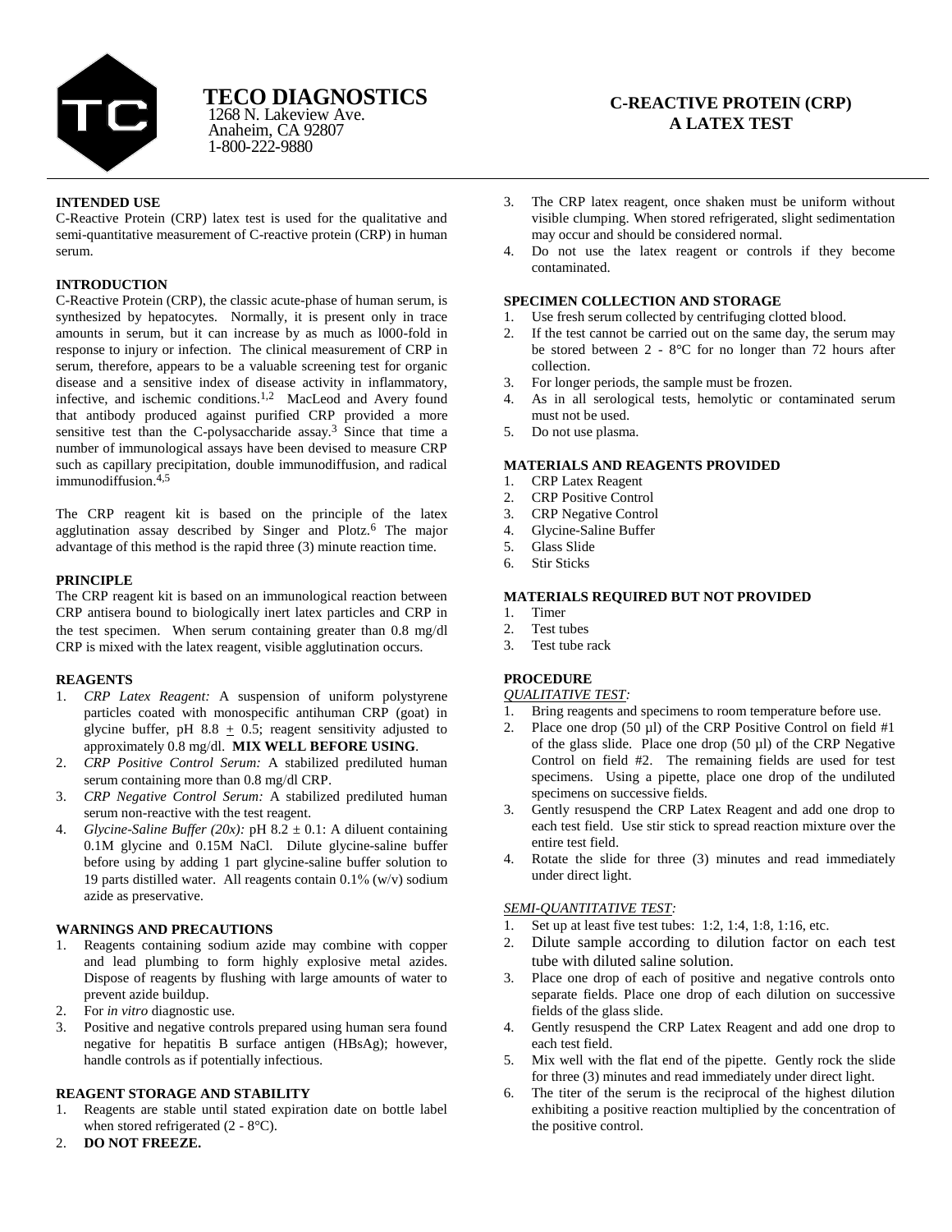# TECO DIAGNOSTICS

1268 N. Lakeview Ave.
Anaheim, CA 92807
1-800-222-9880

## C-REACTIVE PROTEIN (CRP) A LATEX TEST

### INTENDED USE

C-Reactive Protein (CRP) latex test is used for the qualitative and semi-quantitative measurement of C-reactive protein (CRP) in human serum.

### INTRODUCTION

C-Reactive Protein (CRP), the classic acute-phase of human serum, is synthesized by hepatocytes. Normally, it is present only in trace amounts in serum, but it can increase by as much as l000-fold in response to injury or infection. The clinical measurement of CRP in serum, therefore, appears to be a valuable screening test for organic disease and a sensitive index of disease activity in inflammatory, infective, and ischemic conditions.[1,2] MacLeod and Avery found that antibody produced against purified CRP provided a more sensitive test than the C-polysaccharide assay.[3] Since that time a number of immunological assays have been devised to measure CRP such as capillary precipitation, double immunodiffusion, and radical immunodiffusion.[4,5]

The CRP reagent kit is based on the principle of the latex agglutination assay described by Singer and Plotz.[6] The major advantage of this method is the rapid three (3) minute reaction time.

### PRINCIPLE

The CRP reagent kit is based on an immunological reaction between CRP antisera bound to biologically inert latex particles and CRP in the test specimen. When serum containing greater than 0.8 mg/dl CRP is mixed with the latex reagent, visible agglutination occurs.

### REAGENTS

1. *CRP Latex Reagent:* A suspension of uniform polystyrene particles coated with monospecific antihuman CRP (goat) in glycine buffer, pH 8.8 ± 0.5; reagent sensitivity adjusted to approximately 0.8 mg/dl. **MIX WELL BEFORE USING**.
2. *CRP Positive Control Serum:* A stabilized prediluted human serum containing more than 0.8 mg/dl CRP.
3. *CRP Negative Control Serum:* A stabilized prediluted human serum non-reactive with the test reagent.
4. *Glycine-Saline Buffer (20x):* pH 8.2 ± 0.1: A diluent containing 0.1M glycine and 0.15M NaCl. Dilute glycine-saline buffer before using by adding 1 part glycine-saline buffer solution to 19 parts distilled water. All reagents contain 0.1% (w/v) sodium azide as preservative.

### WARNINGS AND PRECAUTIONS

1. Reagents containing sodium azide may combine with copper and lead plumbing to form highly explosive metal azides. Dispose of reagents by flushing with large amounts of water to prevent azide buildup.
2. For *in vitro* diagnostic use.
3. Positive and negative controls prepared using human sera found negative for hepatitis B surface antigen (HBsAg); however, handle controls as if potentially infectious.

### REAGENT STORAGE AND STABILITY

1. Reagents are stable until stated expiration date on bottle label when stored refrigerated (2 - 8°C).
2. **DO NOT FREEZE.**
3. The CRP latex reagent, once shaken must be uniform without visible clumping. When stored refrigerated, slight sedimentation may occur and should be considered normal.
4. Do not use the latex reagent or controls if they become contaminated.

### SPECIMEN COLLECTION AND STORAGE

1. Use fresh serum collected by centrifuging clotted blood.
2. If the test cannot be carried out on the same day, the serum may be stored between 2 - 8°C for no longer than 72 hours after collection.
3. For longer periods, the sample must be frozen.
4. As in all serological tests, hemolytic or contaminated serum must not be used.
5. Do not use plasma.

### MATERIALS AND REAGENTS PROVIDED

1. CRP Latex Reagent
2. CRP Positive Control
3. CRP Negative Control
4. Glycine-Saline Buffer
5. Glass Slide
6. Stir Sticks

### MATERIALS REQUIRED BUT NOT PROVIDED

1. Timer
2. Test tubes
3. Test tube rack

### PROCEDURE

<u>*QUALITATIVE TEST*</u>:

1. Bring reagents and specimens to room temperature before use.
2. Place one drop (50 µl) of the CRP Positive Control on field #1 of the glass slide. Place one drop (50 µl) of the CRP Negative Control on field #2. The remaining fields are used for test specimens. Using a pipette, place one drop of the undiluted specimens on successive fields.
3. Gently resuspend the CRP Latex Reagent and add one drop to each test field. Use stir stick to spread reaction mixture over the entire test field.
4. Rotate the slide for three (3) minutes and read immediately under direct light.

<u>*SEMI-QUANTITATIVE TEST*</u>:

1. Set up at least five test tubes: 1:2, 1:4, 1:8, 1:16, etc.
2. Dilute sample according to dilution factor on each test tube with diluted saline solution.
3. Place one drop of each of positive and negative controls onto separate fields. Place one drop of each dilution on successive fields of the glass slide.
4. Gently resuspend the CRP Latex Reagent and add one drop to each test field.
5. Mix well with the flat end of the pipette. Gently rock the slide for three (3) minutes and read immediately under direct light.
6. The titer of the serum is the reciprocal of the highest dilution exhibiting a positive reaction multiplied by the concentration of the positive control.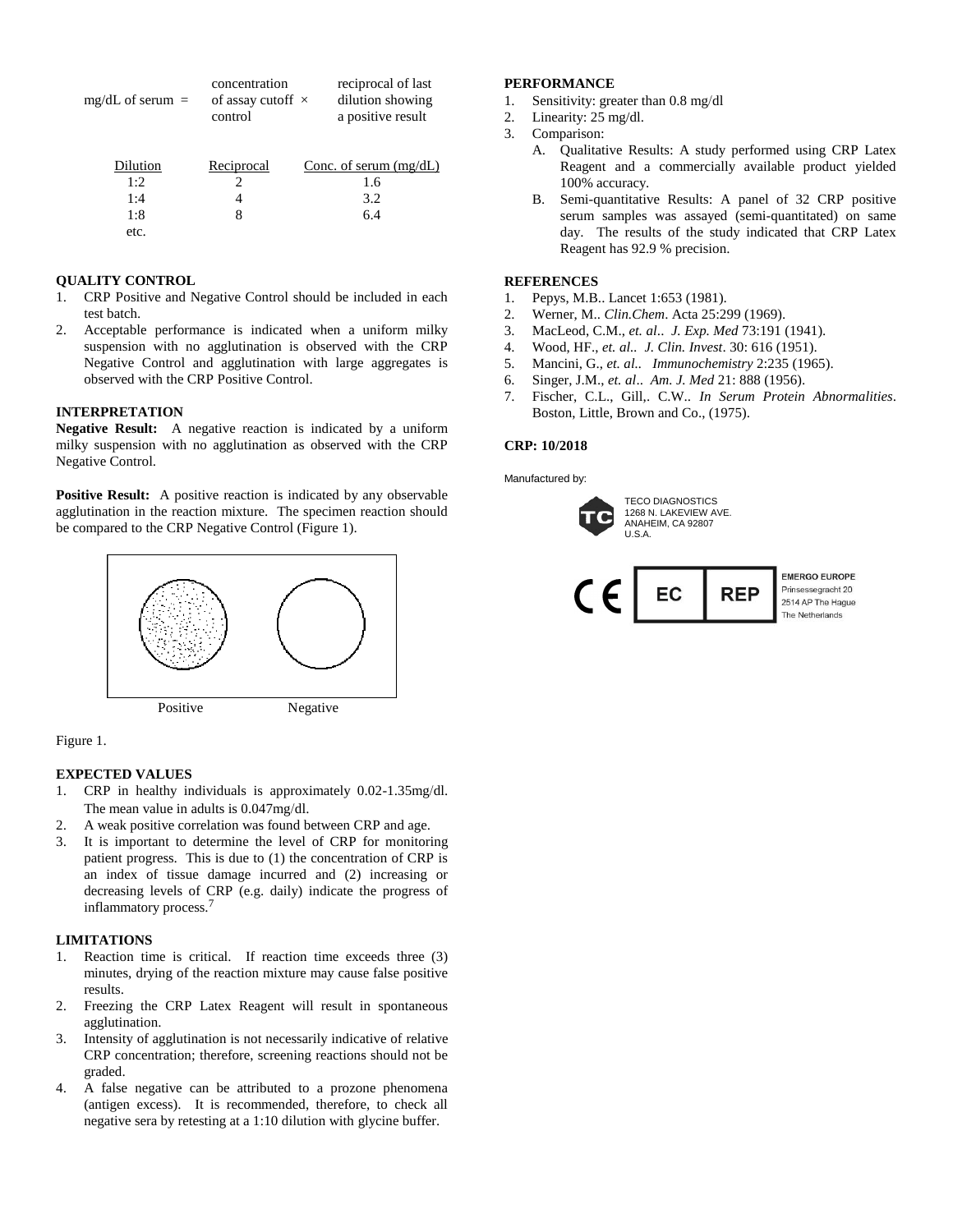mg/dL of serum = concentration of assay cutoff control × reciprocal of last dilution showing a positive result

| Dilution | Reciprocal | Conc. of serum (mg/dL) |
|---|---|---|
| 1:2 | 2 | 1.6 |
| 1:4 | 4 | 3.2 |
| 1:8 | 8 | 6.4 |
| etc. | | |

**QUALITY CONTROL**

1. CRP Positive and Negative Control should be included in each test batch.
2. Acceptable performance is indicated when a uniform milky suspension with no agglutination is observed with the CRP Negative Control and agglutination with large aggregates is observed with the CRP Positive Control.

**INTERPRETATION**

**Negative Result:** A negative reaction is indicated by a uniform milky suspension with no agglutination as observed with the CRP Negative Control.

**Positive Result:** A positive reaction is indicated by any observable agglutination in the reaction mixture. The specimen reaction should be compared to the CRP Negative Control (Figure 1).

Positive Negative

Figure 1.

**EXPECTED VALUES**

1. CRP in healthy individuals is approximately 0.02-1.35mg/dl. The mean value in adults is 0.047mg/dl.
2. A weak positive correlation was found between CRP and age.
3. It is important to determine the level of CRP for monitoring patient progress. This is due to (1) the concentration of CRP is an index of tissue damage incurred and (2) increasing or decreasing levels of CRP (e.g. daily) indicate the progress of inflammatory process.[7]

**LIMITATIONS**

1. Reaction time is critical. If reaction time exceeds three (3) minutes, drying of the reaction mixture may cause false positive results.
2. Freezing the CRP Latex Reagent will result in spontaneous agglutination.
3. Intensity of agglutination is not necessarily indicative of relative CRP concentration; therefore, screening reactions should not be graded.
4. A false negative can be attributed to a prozone phenomena (antigen excess). It is recommended, therefore, to check all negative sera by retesting at a 1:10 dilution with glycine buffer.

**PERFORMANCE**

1. Sensitivity: greater than 0.8 mg/dl
2. Linearity: 25 mg/dl.
3. Comparison:
   A. Qualitative Results: A study performed using CRP Latex Reagent and a commercially available product yielded 100% accuracy.
   B. Semi-quantitative Results: A panel of 32 CRP positive serum samples was assayed (semi-quantitated) on same day. The results of the study indicated that CRP Latex Reagent has 92.9 % precision.

**REFERENCES**

1. Pepys, M.B.. Lancet 1:653 (1981).
2. Werner, M.. *Clin.Chem*. Acta 25:299 (1969).
3. MacLeod, C.M., *et. al.*. *J. Exp. Med* 73:191 (1941).
4. Wood, HF., *et. al.*. *J. Clin. Invest*. 30: 616 (1951).
5. Mancini, G., *et. al.*. *Immunochemistry* 2:235 (1965).
6. Singer, J.M., *et. al*.. *Am. J. Med* 21: 888 (1956).
7. Fischer, C.L., Gill,. C.W.. *In Serum Protein Abnormalities*. Boston, Little, Brown and Co., (1975).

**CRP: 10/2018**

Manufactured by:

TECO DIAGNOSTICS
1268 N. LAKEVIEW AVE.
ANAHEIM, CA 92807
U.S.A.

CE EC REP

EMERGO EUROPE
Prinsessegracht 20
2514 AP The Hague
The Netherlands